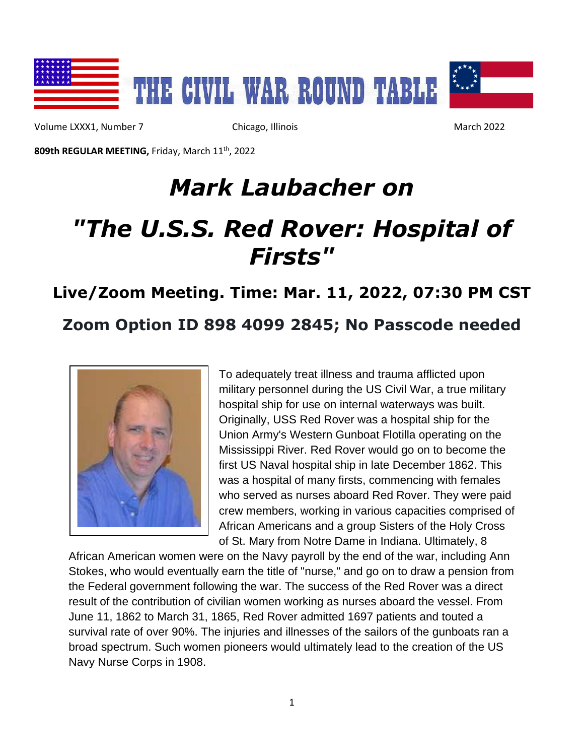# THE CIVIL WAR ROUND TABLE

Volume LXXX1, Number 7 | Chicago, Illinois | March 2022

**809th REGULAR MEETING,** Friday, March 11th, 2022

# *Mark Laubacher on*

# *"The U.S.S. Red Rover: Hospital of Firsts"*

## Live/Zoom Meeting. Time: Mar. 11, 2022, 07:30 PM CST

## Zoom Option ID 898 4099 2845; No Passcode needed

To adequately treat illness and trauma afflicted upon military personnel during the US Civil War, a true military hospital ship for use on internal waterways was built. Originally, USS Red Rover was a hospital ship for the Union Army's Western Gunboat Flotilla operating on the Mississippi River. Red Rover would go on to become the first US Naval hospital ship in late December 1862. This was a hospital of many firsts, commencing with females who served as nurses aboard Red Rover. They were paid crew members, working in various capacities comprised of African Americans and a group Sisters of the Holy Cross of St. Mary from Notre Dame in Indiana. Ultimately, 8 African American women were on the Navy payroll by the end of the war, including Ann Stokes, who would eventually earn the title of "nurse," and go on to draw a pension from the Federal government following the war. The success of the Red Rover was a direct result of the contribution of civilian women working as nurses aboard the vessel. From June 11, 1862 to March 31, 1865, Red Rover admitted 1697 patients and touted a survival rate of over 90%. The injuries and illnesses of the sailors of the gunboats ran a broad spectrum. Such women pioneers would ultimately lead to the creation of the US Navy Nurse Corps in 1908.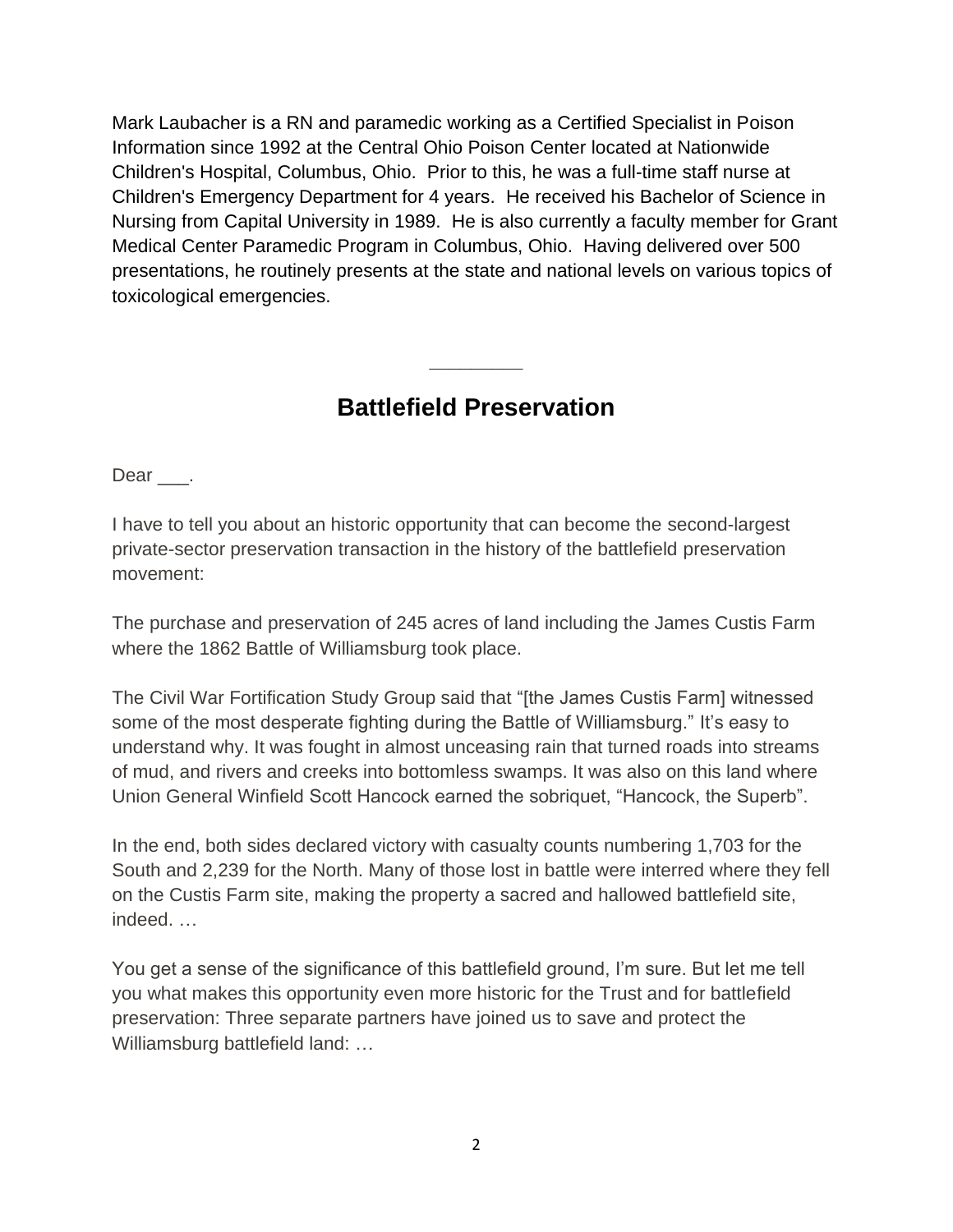Mark Laubacher is a RN and paramedic working as a Certified Specialist in Poison Information since 1992 at the Central Ohio Poison Center located at Nationwide Children's Hospital, Columbus, Ohio. Prior to this, he was a full-time staff nurse at Children's Emergency Department for 4 years. He received his Bachelor of Science in Nursing from Capital University in 1989. He is also currently a faculty member for Grant Medical Center Paramedic Program in Columbus, Ohio. Having delivered over 500 presentations, he routinely presents at the state and national levels on various topics of toxicological emergencies.

---

## Battlefield Preservation

Dear ___.

I have to tell you about an historic opportunity that can become the second-largest private-sector preservation transaction in the history of the battlefield preservation movement:

The purchase and preservation of 245 acres of land including the James Custis Farm where the 1862 Battle of Williamsburg took place.

The Civil War Fortification Study Group said that "[the James Custis Farm] witnessed some of the most desperate fighting during the Battle of Williamsburg." It's easy to understand why. It was fought in almost unceasing rain that turned roads into streams of mud, and rivers and creeks into bottomless swamps. It was also on this land where Union General Winfield Scott Hancock earned the sobriquet, "Hancock, the Superb".

In the end, both sides declared victory with casualty counts numbering 1,703 for the South and 2,239 for the North. Many of those lost in battle were interred where they fell on the Custis Farm site, making the property a sacred and hallowed battlefield site, indeed. …

You get a sense of the significance of this battlefield ground, I'm sure. But let me tell you what makes this opportunity even more historic for the Trust and for battlefield preservation: Three separate partners have joined us to save and protect the Williamsburg battlefield land: …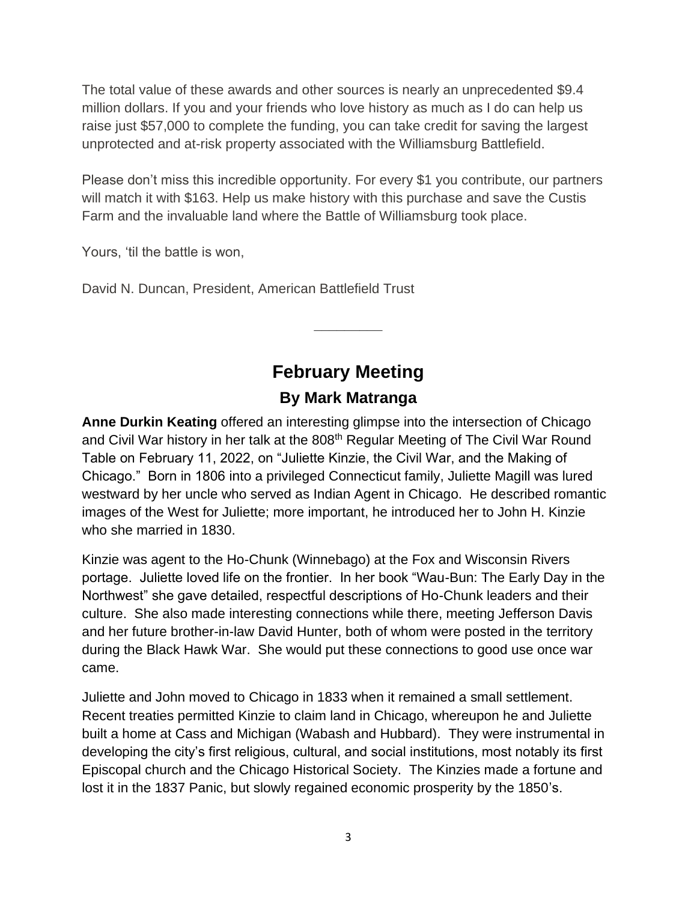The total value of these awards and other sources is nearly an unprecedented $9.4 million dollars. If you and your friends who love history as much as I do can help us raise just $57,000 to complete the funding, you can take credit for saving the largest unprotected and at-risk property associated with the Williamsburg Battlefield.

Please don't miss this incredible opportunity. For every $1 you contribute, our partners will match it with $163. Help us make history with this purchase and save the Custis Farm and the invaluable land where the Battle of Williamsburg took place.

Yours, 'til the battle is won,

David N. Duncan, President, American Battlefield Trust

---

## February Meeting

### By Mark Matranga

**Anne Durkin Keating** offered an interesting glimpse into the intersection of Chicago and Civil War history in her talk at the 808th Regular Meeting of The Civil War Round Table on February 11, 2022, on "Juliette Kinzie, the Civil War, and the Making of Chicago." Born in 1806 into a privileged Connecticut family, Juliette Magill was lured westward by her uncle who served as Indian Agent in Chicago. He described romantic images of the West for Juliette; more important, he introduced her to John H. Kinzie who she married in 1830.

Kinzie was agent to the Ho-Chunk (Winnebago) at the Fox and Wisconsin Rivers portage. Juliette loved life on the frontier. In her book "Wau-Bun: The Early Day in the Northwest" she gave detailed, respectful descriptions of Ho-Chunk leaders and their culture. She also made interesting connections while there, meeting Jefferson Davis and her future brother-in-law David Hunter, both of whom were posted in the territory during the Black Hawk War. She would put these connections to good use once war came.

Juliette and John moved to Chicago in 1833 when it remained a small settlement. Recent treaties permitted Kinzie to claim land in Chicago, whereupon he and Juliette built a home at Cass and Michigan (Wabash and Hubbard). They were instrumental in developing the city's first religious, cultural, and social institutions, most notably its first Episcopal church and the Chicago Historical Society. The Kinzies made a fortune and lost it in the 1837 Panic, but slowly regained economic prosperity by the 1850's.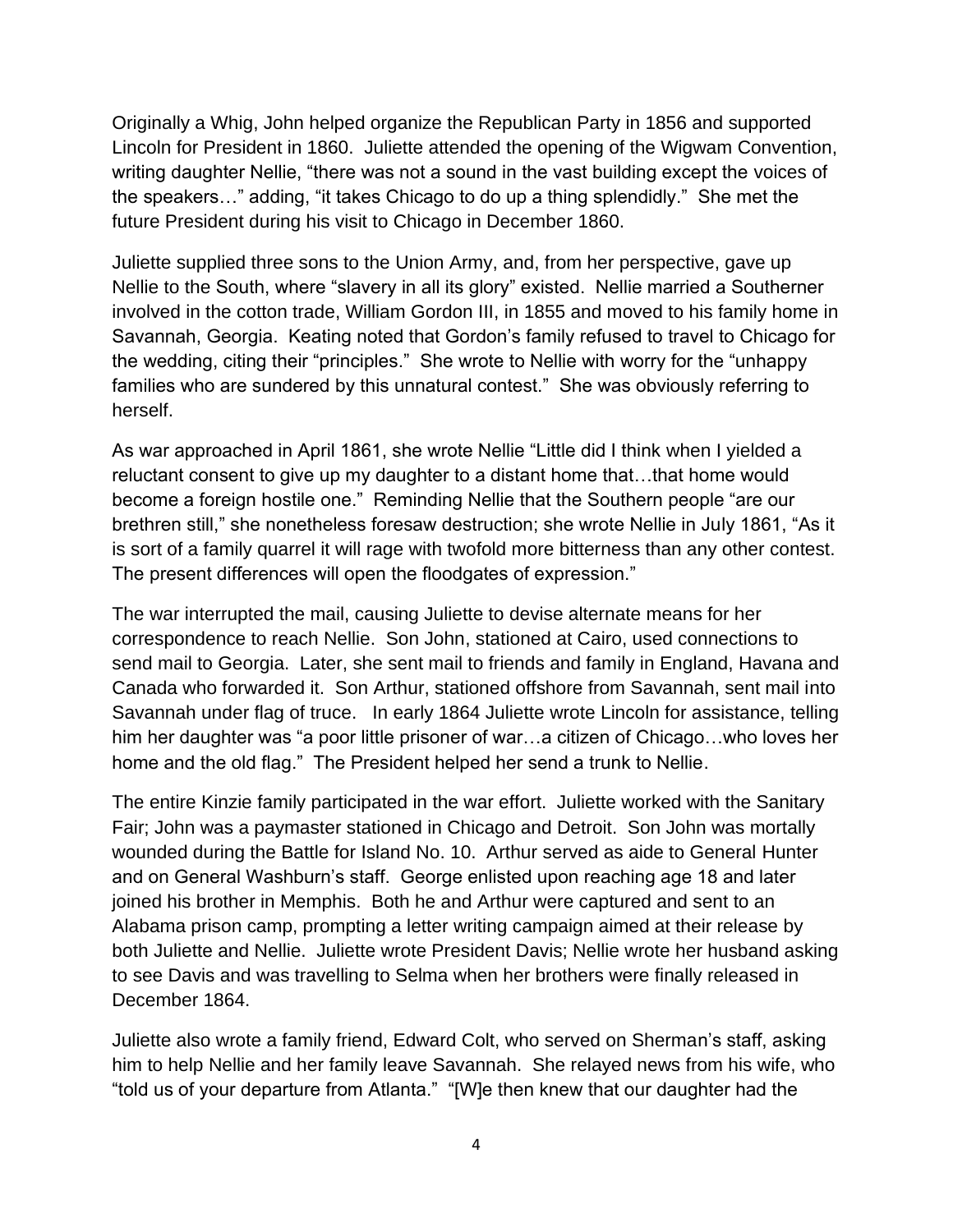Originally a Whig, John helped organize the Republican Party in 1856 and supported Lincoln for President in 1860. Juliette attended the opening of the Wigwam Convention, writing daughter Nellie, "there was not a sound in the vast building except the voices of the speakers…" adding, "it takes Chicago to do up a thing splendidly." She met the future President during his visit to Chicago in December 1860.

Juliette supplied three sons to the Union Army, and, from her perspective, gave up Nellie to the South, where "slavery in all its glory" existed. Nellie married a Southerner involved in the cotton trade, William Gordon III, in 1855 and moved to his family home in Savannah, Georgia. Keating noted that Gordon's family refused to travel to Chicago for the wedding, citing their "principles." She wrote to Nellie with worry for the "unhappy families who are sundered by this unnatural contest." She was obviously referring to herself.

As war approached in April 1861, she wrote Nellie "Little did I think when I yielded a reluctant consent to give up my daughter to a distant home that…that home would become a foreign hostile one." Reminding Nellie that the Southern people "are our brethren still," she nonetheless foresaw destruction; she wrote Nellie in July 1861, "As it is sort of a family quarrel it will rage with twofold more bitterness than any other contest. The present differences will open the floodgates of expression."

The war interrupted the mail, causing Juliette to devise alternate means for her correspondence to reach Nellie. Son John, stationed at Cairo, used connections to send mail to Georgia. Later, she sent mail to friends and family in England, Havana and Canada who forwarded it. Son Arthur, stationed offshore from Savannah, sent mail into Savannah under flag of truce. In early 1864 Juliette wrote Lincoln for assistance, telling him her daughter was "a poor little prisoner of war…a citizen of Chicago…who loves her home and the old flag." The President helped her send a trunk to Nellie.

The entire Kinzie family participated in the war effort. Juliette worked with the Sanitary Fair; John was a paymaster stationed in Chicago and Detroit. Son John was mortally wounded during the Battle for Island No. 10. Arthur served as aide to General Hunter and on General Washburn's staff. George enlisted upon reaching age 18 and later joined his brother in Memphis. Both he and Arthur were captured and sent to an Alabama prison camp, prompting a letter writing campaign aimed at their release by both Juliette and Nellie. Juliette wrote President Davis; Nellie wrote her husband asking to see Davis and was travelling to Selma when her brothers were finally released in December 1864.

Juliette also wrote a family friend, Edward Colt, who served on Sherman's staff, asking him to help Nellie and her family leave Savannah. She relayed news from his wife, who "told us of your departure from Atlanta." "[W]e then knew that our daughter had the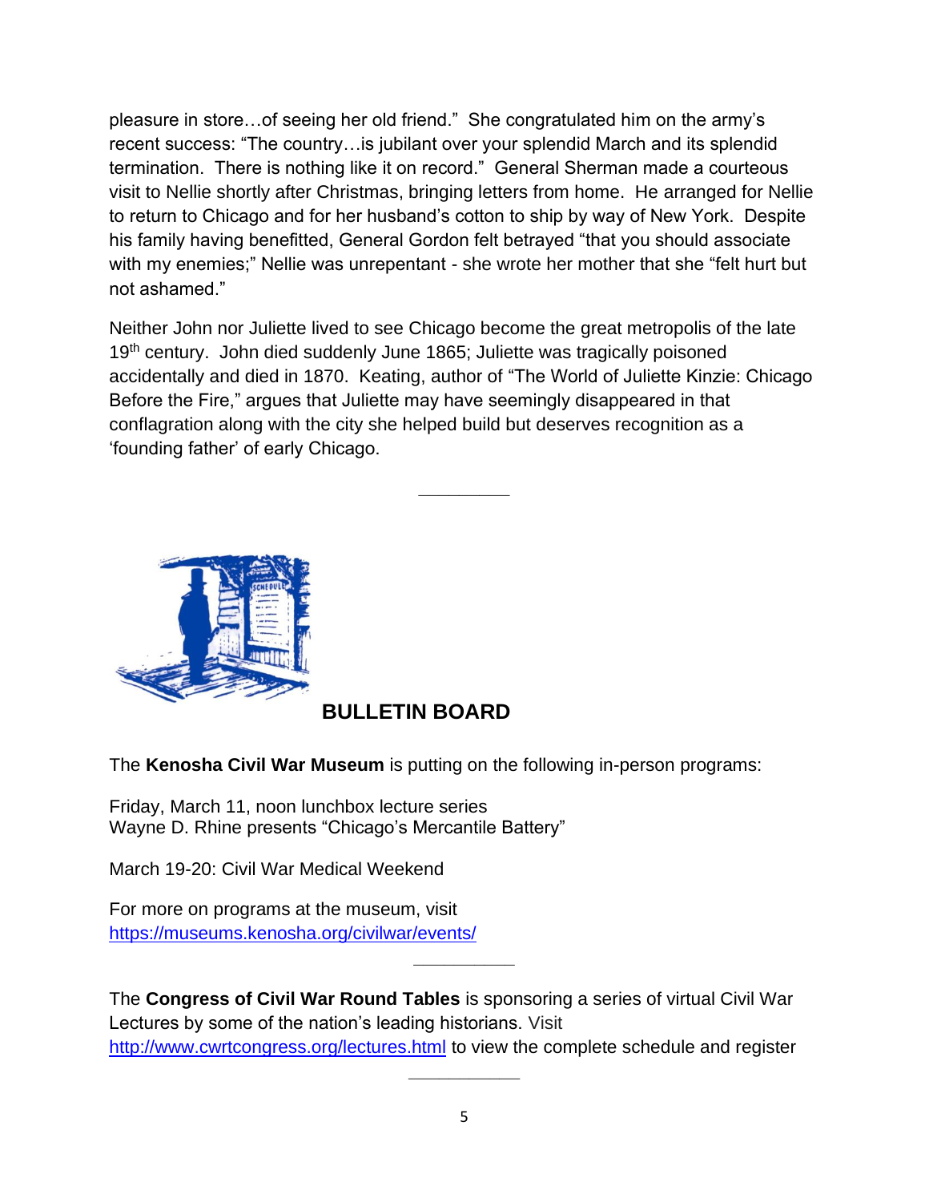pleasure in store…of seeing her old friend." She congratulated him on the army's recent success: "The country…is jubilant over your splendid March and its splendid termination. There is nothing like it on record." General Sherman made a courteous visit to Nellie shortly after Christmas, bringing letters from home. He arranged for Nellie to return to Chicago and for her husband's cotton to ship by way of New York. Despite his family having benefitted, General Gordon felt betrayed "that you should associate with my enemies;" Nellie was unrepentant - she wrote her mother that she "felt hurt but not ashamed."

Neither John nor Juliette lived to see Chicago become the great metropolis of the late 19th century. John died suddenly June 1865; Juliette was tragically poisoned accidentally and died in 1870. Keating, author of "The World of Juliette Kinzie: Chicago Before the Fire," argues that Juliette may have seemingly disappeared in that conflagration along with the city she helped build but deserves recognition as a 'founding father' of early Chicago.

---

## BULLETIN BOARD

The **Kenosha Civil War Museum** is putting on the following in-person programs:

Friday, March 11, noon lunchbox lecture series
Wayne D. Rhine presents "Chicago's Mercantile Battery"

March 19-20: Civil War Medical Weekend

For more on programs at the museum, visit
https://museums.kenosha.org/civilwar/events/

---

The **Congress of Civil War Round Tables** is sponsoring a series of virtual Civil War Lectures by some of the nation's leading historians. Visit http://www.cwrtcongress.org/lectures.html to view the complete schedule and register

---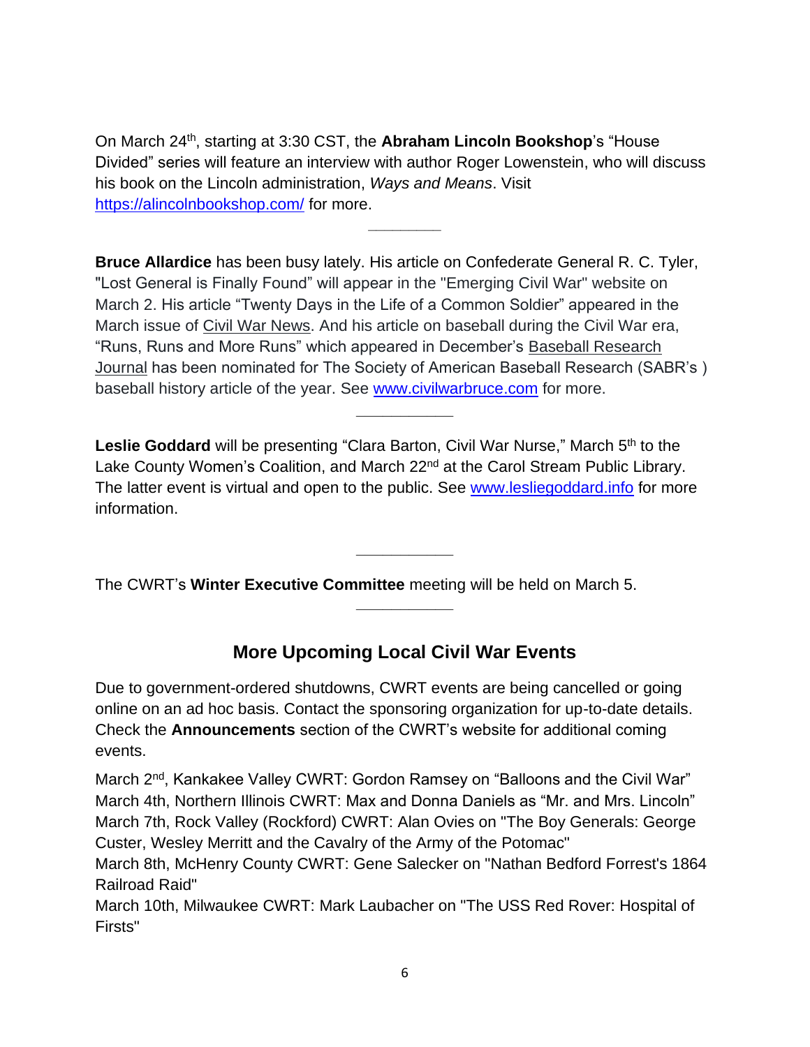On March 24th, starting at 3:30 CST, the **Abraham Lincoln Bookshop**'s "House Divided" series will feature an interview with author Roger Lowenstein, who will discuss his book on the Lincoln administration, *Ways and Means*. Visit https://alincolnbookshop.com/ for more.

---

**Bruce Allardice** has been busy lately. His article on Confederate General R. C. Tyler, "Lost General is Finally Found" will appear in the "Emerging Civil War" website on March 2. His article "Twenty Days in the Life of a Common Soldier" appeared in the March issue of Civil War News. And his article on baseball during the Civil War era, "Runs, Runs and More Runs" which appeared in December's Baseball Research Journal has been nominated for The Society of American Baseball Research (SABR's ) baseball history article of the year. See www.civilwarbruce.com for more.

---

**Leslie Goddard** will be presenting "Clara Barton, Civil War Nurse," March 5th to the Lake County Women's Coalition, and March 22nd at the Carol Stream Public Library. The latter event is virtual and open to the public. See www.lesliegoddard.info for more information.

---

The CWRT's **Winter Executive Committee** meeting will be held on March 5.

---

## More Upcoming Local Civil War Events

Due to government-ordered shutdowns, CWRT events are being cancelled or going online on an ad hoc basis. Contact the sponsoring organization for up-to-date details. Check the **Announcements** section of the CWRT's website for additional coming events.

March 2nd, Kankakee Valley CWRT: Gordon Ramsey on "Balloons and the Civil War"
March 4th, Northern Illinois CWRT: Max and Donna Daniels as "Mr. and Mrs. Lincoln"
March 7th, Rock Valley (Rockford) CWRT: Alan Ovies on "The Boy Generals: George Custer, Wesley Merritt and the Cavalry of the Army of the Potomac"
March 8th, McHenry County CWRT: Gene Salecker on "Nathan Bedford Forrest's 1864 Railroad Raid"
March 10th, Milwaukee CWRT: Mark Laubacher on "The USS Red Rover: Hospital of Firsts"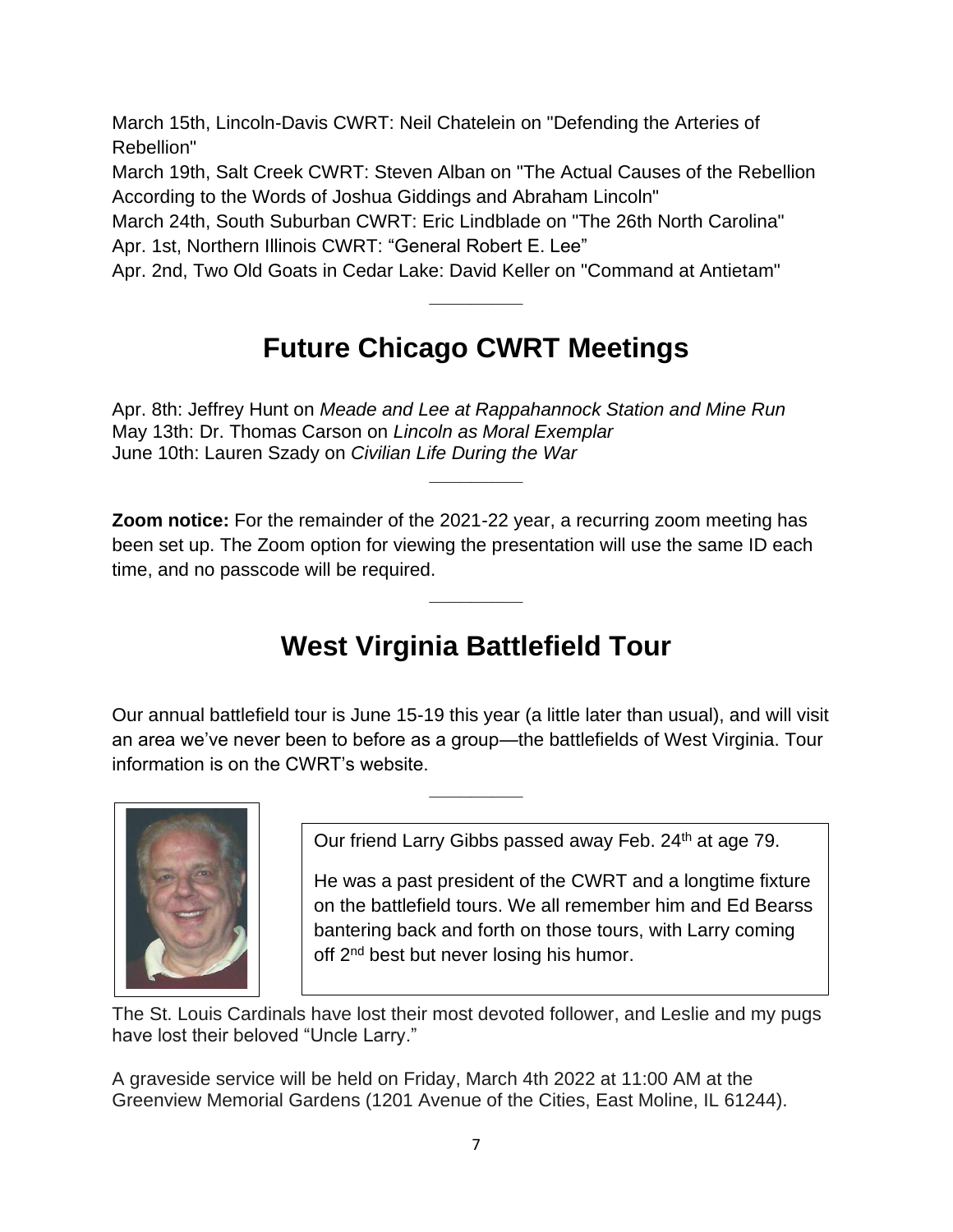March 15th, Lincoln-Davis CWRT: Neil Chatelein on "Defending the Arteries of Rebellion"
March 19th, Salt Creek CWRT: Steven Alban on "The Actual Causes of the Rebellion According to the Words of Joshua Giddings and Abraham Lincoln"
March 24th, South Suburban CWRT: Eric Lindblade on "The 26th North Carolina"
Apr. 1st, Northern Illinois CWRT: "General Robert E. Lee"
Apr. 2nd, Two Old Goats in Cedar Lake: David Keller on "Command at Antietam"

---

## Future Chicago CWRT Meetings

Apr. 8th: Jeffrey Hunt on *Meade and Lee at Rappahannock Station and Mine Run*
May 13th: Dr. Thomas Carson on *Lincoln as Moral Exemplar*
June 10th: Lauren Szady on *Civilian Life During the War*

---

**Zoom notice:** For the remainder of the 2021-22 year, a recurring zoom meeting has been set up. The Zoom option for viewing the presentation will use the same ID each time, and no passcode will be required.

---

## West Virginia Battlefield Tour

Our annual battlefield tour is June 15-19 this year (a little later than usual), and will visit an area we've never been to before as a group—the battlefields of West Virginia. Tour information is on the CWRT's website.

---

Our friend Larry Gibbs passed away Feb. 24th at age 79.

He was a past president of the CWRT and a longtime fixture on the battlefield tours. We all remember him and Ed Bearss bantering back and forth on those tours, with Larry coming off 2nd best but never losing his humor.

The St. Louis Cardinals have lost their most devoted follower, and Leslie and my pugs have lost their beloved "Uncle Larry."

A graveside service will be held on Friday, March 4th 2022 at 11:00 AM at the Greenview Memorial Gardens (1201 Avenue of the Cities, East Moline, IL 61244).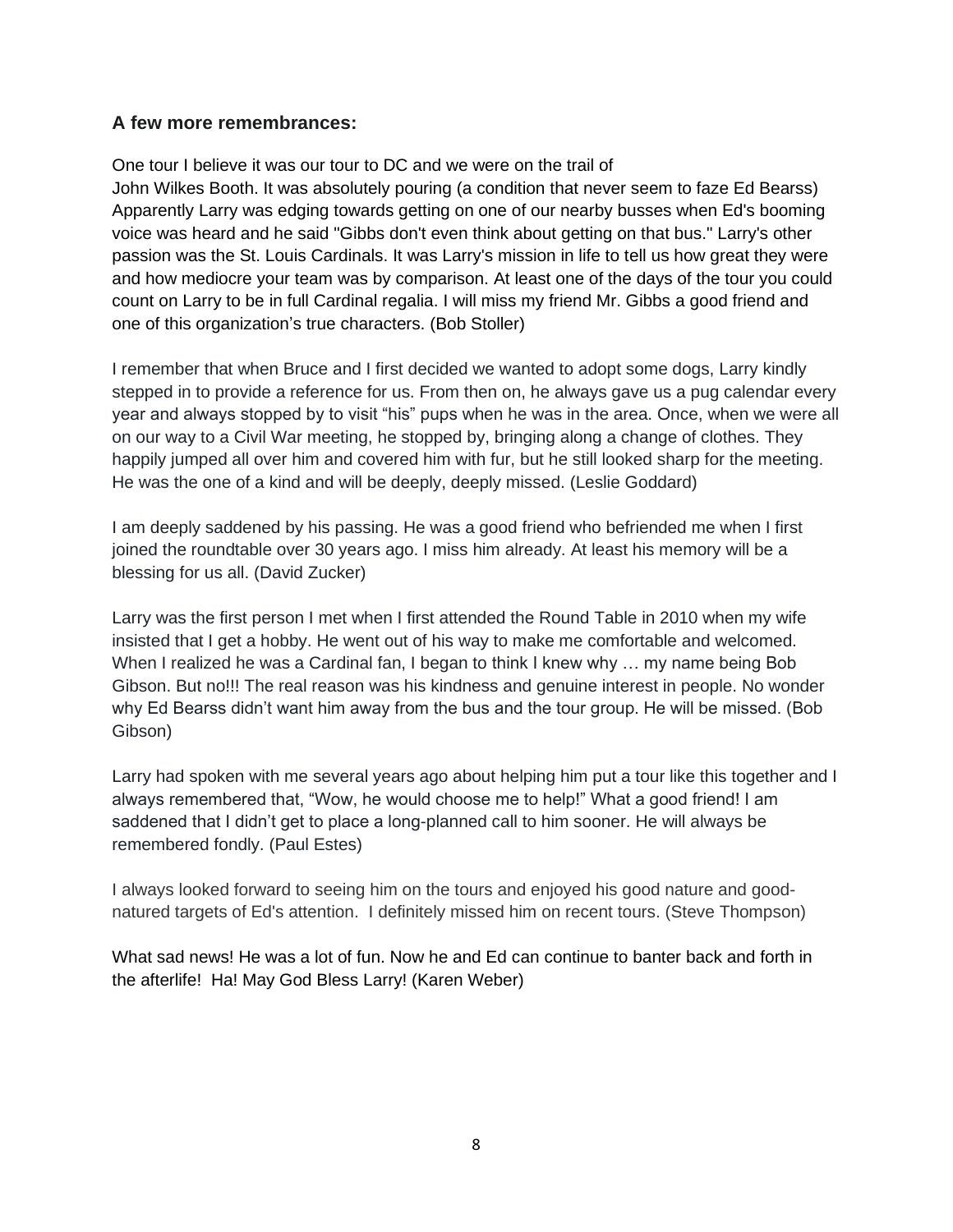### A few more remembrances:

One tour I believe it was our tour to DC and we were on the trail of John Wilkes Booth. It was absolutely pouring (a condition that never seem to faze Ed Bearss) Apparently Larry was edging towards getting on one of our nearby busses when Ed's booming voice was heard and he said "Gibbs don't even think about getting on that bus." Larry's other passion was the St. Louis Cardinals. It was Larry's mission in life to tell us how great they were and how mediocre your team was by comparison. At least one of the days of the tour you could count on Larry to be in full Cardinal regalia. I will miss my friend Mr. Gibbs a good friend and one of this organization's true characters. (Bob Stoller)

I remember that when Bruce and I first decided we wanted to adopt some dogs, Larry kindly stepped in to provide a reference for us. From then on, he always gave us a pug calendar every year and always stopped by to visit "his" pups when he was in the area. Once, when we were all on our way to a Civil War meeting, he stopped by, bringing along a change of clothes. They happily jumped all over him and covered him with fur, but he still looked sharp for the meeting. He was the one of a kind and will be deeply, deeply missed. (Leslie Goddard)

I am deeply saddened by his passing. He was a good friend who befriended me when I first joined the roundtable over 30 years ago. I miss him already. At least his memory will be a blessing for us all. (David Zucker)

Larry was the first person I met when I first attended the Round Table in 2010 when my wife insisted that I get a hobby. He went out of his way to make me comfortable and welcomed. When I realized he was a Cardinal fan, I began to think I knew why … my name being Bob Gibson. But no!!! The real reason was his kindness and genuine interest in people. No wonder why Ed Bearss didn't want him away from the bus and the tour group. He will be missed. (Bob Gibson)

Larry had spoken with me several years ago about helping him put a tour like this together and I always remembered that, "Wow, he would choose me to help!" What a good friend! I am saddened that I didn't get to place a long-planned call to him sooner. He will always be remembered fondly. (Paul Estes)

I always looked forward to seeing him on the tours and enjoyed his good nature and good-natured targets of Ed's attention. I definitely missed him on recent tours. (Steve Thompson)

What sad news! He was a lot of fun. Now he and Ed can continue to banter back and forth in the afterlife! Ha! May God Bless Larry! (Karen Weber)